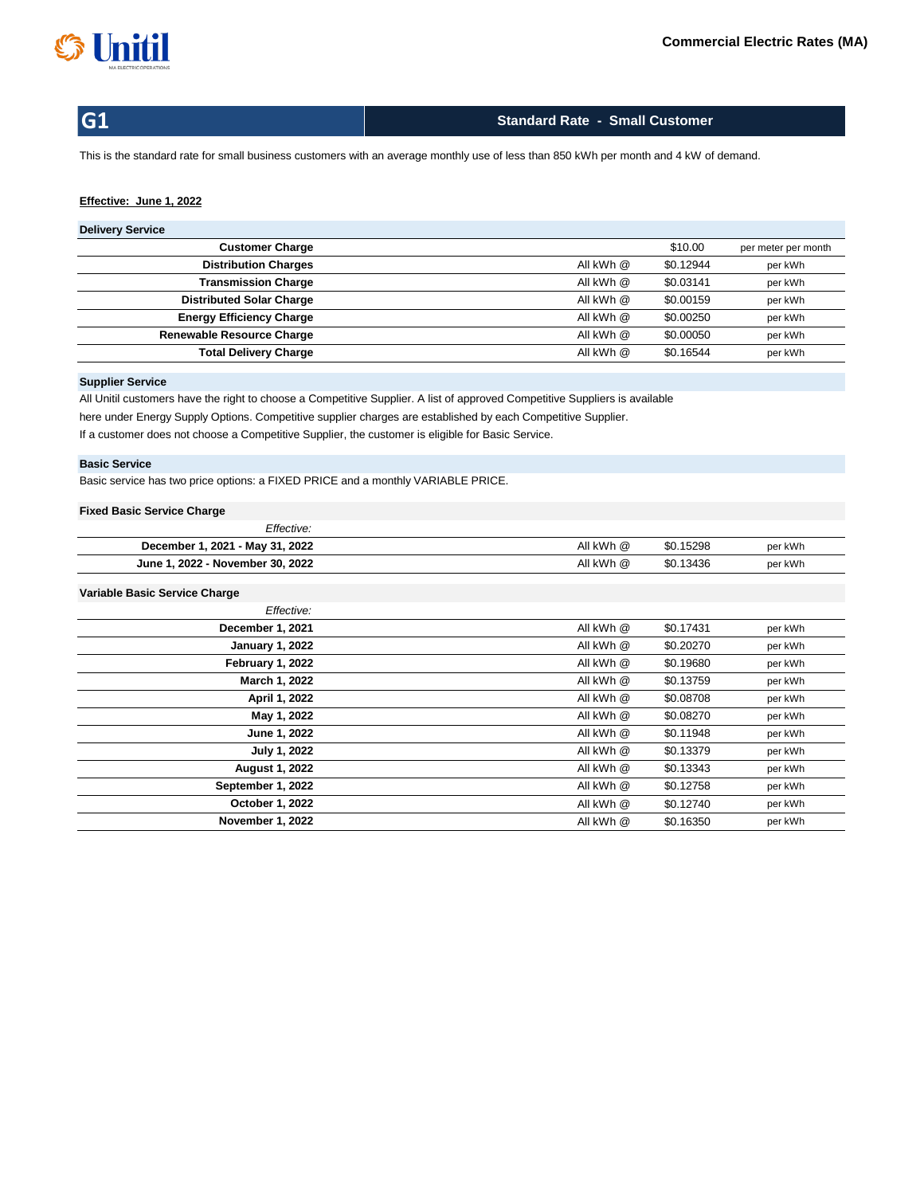Unitil

MA ELECTRIC OPERATIONS

**Commercial Electric Rates (MA)**

## G1 — Standard Rate - Small Customer

This is the standard rate for small business customers with an average monthly use of less than 850 kWh per month and 4 kW of demand.

**Effective: June 1, 2022**

### Delivery Service

| | | | |
|---|---|---|---|
| **Customer Charge** | | $10.00 | per meter per month |
| **Distribution Charges** | All kWh @ | $0.12944 | per kWh |
| **Transmission Charge** | All kWh @ | $0.03141 | per kWh |
| **Distributed Solar Charge** | All kWh @ | $0.00159 | per kWh |
| **Energy Efficiency Charge** | All kWh @ | $0.00250 | per kWh |
| **Renewable Resource Charge** | All kWh @ | $0.00050 | per kWh |
| **Total Delivery Charge** | All kWh @ | $0.16544 | per kWh |

### Supplier Service

All Unitil customers have the right to choose a Competitive Supplier. A list of approved Competitive Suppliers is available here under Energy Supply Options. Competitive supplier charges are established by each Competitive Supplier.
If a customer does not choose a Competitive Supplier, the customer is eligible for Basic Service.

### Basic Service

Basic service has two price options: a FIXED PRICE and a monthly VARIABLE PRICE.

#### Fixed Basic Service Charge

| *Effective:* | | | |
|---|---|---|---|
| **December 1, 2021 - May 31, 2022** | All kWh @ | $0.15298 | per kWh |
| **June 1, 2022 - November 30, 2022** | All kWh @ | $0.13436 | per kWh |

#### Variable Basic Service Charge

| *Effective:* | | | |
|---|---|---|---|
| **December 1, 2021** | All kWh @ | $0.17431 | per kWh |
| **January 1, 2022** | All kWh @ | $0.20270 | per kWh |
| **February 1, 2022** | All kWh @ | $0.19680 | per kWh |
| **March 1, 2022** | All kWh @ | $0.13759 | per kWh |
| **April 1, 2022** | All kWh @ | $0.08708 | per kWh |
| **May 1, 2022** | All kWh @ | $0.08270 | per kWh |
| **June 1, 2022** | All kWh @ | $0.11948 | per kWh |
| **July 1, 2022** | All kWh @ | $0.13379 | per kWh |
| **August 1, 2022** | All kWh @ | $0.13343 | per kWh |
| **September 1, 2022** | All kWh @ | $0.12758 | per kWh |
| **October 1, 2022** | All kWh @ | $0.12740 | per kWh |
| **November 1, 2022** | All kWh @ | $0.16350 | per kWh |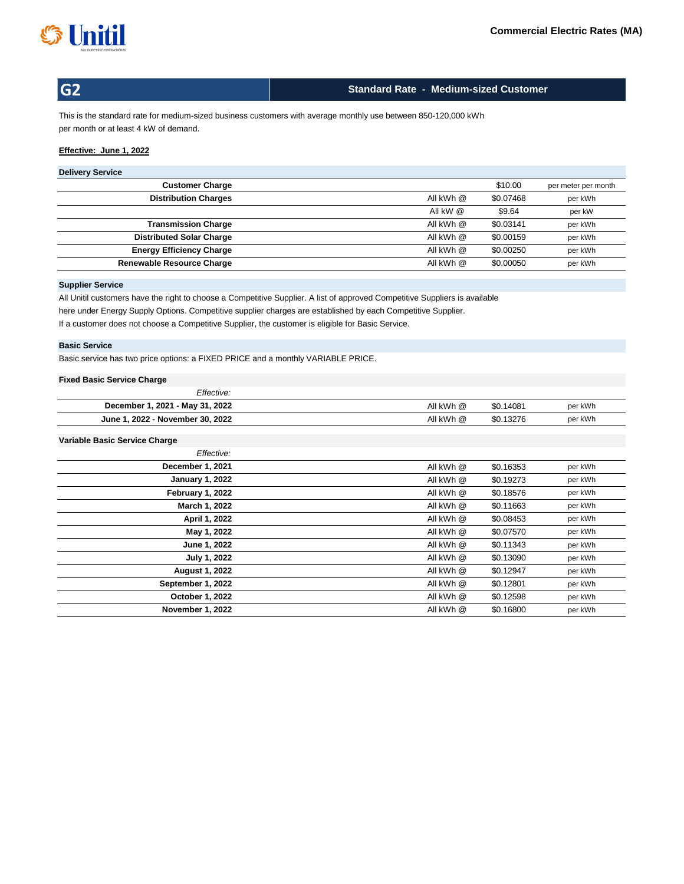# G2 — Standard Rate - Medium-sized Customer

This is the standard rate for medium-sized business customers with average monthly use between 850-120,000 kWh per month or at least 4 kW of demand.

**Effective: June 1, 2022**

## Delivery Service

| Charge | | Rate | Unit |
|---|---|---|---|
| **Customer Charge** | | $10.00 | per meter per month |
| **Distribution Charges** | All kWh @ | $0.07468 | per kWh |
| | All kW @ | $9.64 | per kW |
| **Transmission Charge** | All kWh @ | $0.03141 | per kWh |
| **Distributed Solar Charge** | All kWh @ | $0.00159 | per kWh |
| **Energy Efficiency Charge** | All kWh @ | $0.00250 | per kWh |
| **Renewable Resource Charge** | All kWh @ | $0.00050 | per kWh |

## Supplier Service

All Unitil customers have the right to choose a Competitive Supplier. A list of approved Competitive Suppliers is available here under Energy Supply Options. Competitive supplier charges are established by each Competitive Supplier.
If a customer does not choose a Competitive Supplier, the customer is eligible for Basic Service.

## Basic Service

Basic service has two price options: a FIXED PRICE and a monthly VARIABLE PRICE.

### Fixed Basic Service Charge

| *Effective:* | | | |
|---|---|---|---|
| **December 1, 2021 - May 31, 2022** | All kWh @ | $0.14081 | per kWh |
| **June 1, 2022 - November 30, 2022** | All kWh @ | $0.13276 | per kWh |

### Variable Basic Service Charge

| *Effective:* | | | |
|---|---|---|---|
| **December 1, 2021** | All kWh @ | $0.16353 | per kWh |
| **January 1, 2022** | All kWh @ | $0.19273 | per kWh |
| **February 1, 2022** | All kWh @ | $0.18576 | per kWh |
| **March 1, 2022** | All kWh @ | $0.11663 | per kWh |
| **April 1, 2022** | All kWh @ | $0.08453 | per kWh |
| **May 1, 2022** | All kWh @ | $0.07570 | per kWh |
| **June 1, 2022** | All kWh @ | $0.11343 | per kWh |
| **July 1, 2022** | All kWh @ | $0.13090 | per kWh |
| **August 1, 2022** | All kWh @ | $0.12947 | per kWh |
| **September 1, 2022** | All kWh @ | $0.12801 | per kWh |
| **October 1, 2022** | All kWh @ | $0.12598 | per kWh |
| **November 1, 2022** | All kWh @ | $0.16800 | per kWh |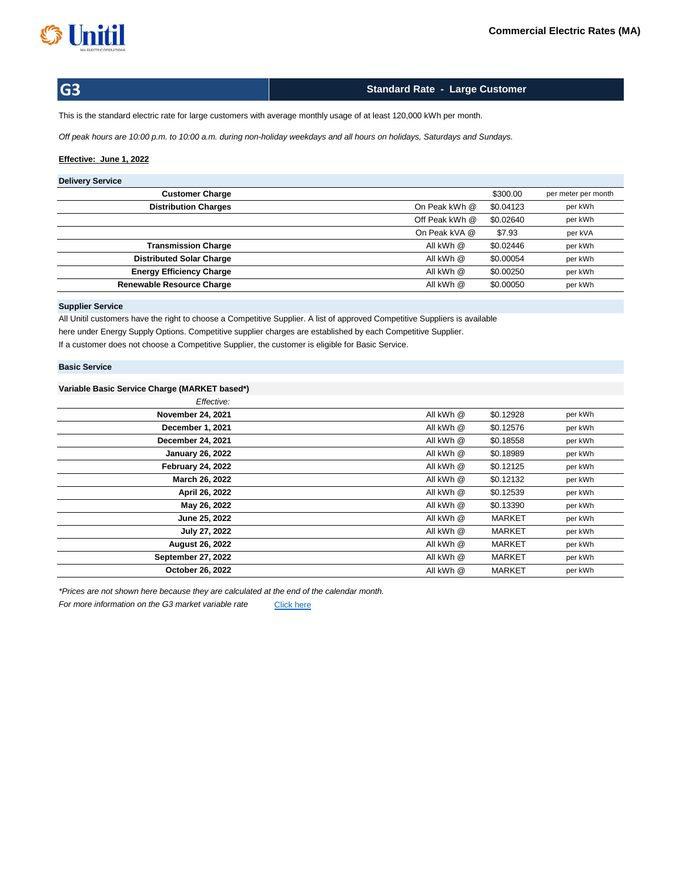# Commercial Electric Rates (MA)

## G3 — Standard Rate - Large Customer

This is the standard electric rate for large customers with average monthly usage of at least 120,000 kWh per month.

*Off peak hours are 10:00 p.m. to 10:00 a.m. during non-holiday weekdays and all hours on holidays, Saturdays and Sundays.*

**Effective: June 1, 2022**

### Delivery Service

| | | | |
|---|---|---|---|
| **Customer Charge** | | $300.00 | per meter per month |
| **Distribution Charges** | On Peak kWh @ | $0.04123 | per kWh |
| | Off Peak kWh @ | $0.02640 | per kWh |
| | On Peak kVA @ | $7.93 | per kVA |
| **Transmission Charge** | All kWh @ | $0.02446 | per kWh |
| **Distributed Solar Charge** | All kWh @ | $0.00054 | per kWh |
| **Energy Efficiency Charge** | All kWh @ | $0.00250 | per kWh |
| **Renewable Resource Charge** | All kWh @ | $0.00050 | per kWh |

### Supplier Service

All Unitil customers have the right to choose a Competitive Supplier. A list of approved Competitive Suppliers is available here under Energy Supply Options. Competitive supplier charges are established by each Competitive Supplier.
If a customer does not choose a Competitive Supplier, the customer is eligible for Basic Service.

### Basic Service

**Variable Basic Service Charge (MARKET based*)**

| *Effective:* | | | |
|---|---|---|---|
| **November 24, 2021** | All kWh @ | $0.12928 | per kWh |
| **December 1, 2021** | All kWh @ | $0.12576 | per kWh |
| **December 24, 2021** | All kWh @ | $0.18558 | per kWh |
| **January 26, 2022** | All kWh @ | $0.18989 | per kWh |
| **February 24, 2022** | All kWh @ | $0.12125 | per kWh |
| **March 26, 2022** | All kWh @ | $0.12132 | per kWh |
| **April 26, 2022** | All kWh @ | $0.12539 | per kWh |
| **May 26, 2022** | All kWh @ | $0.13390 | per kWh |
| **June 25, 2022** | All kWh @ | MARKET | per kWh |
| **July 27, 2022** | All kWh @ | MARKET | per kWh |
| **August 26, 2022** | All kWh @ | MARKET | per kWh |
| **September 27, 2022** | All kWh @ | MARKET | per kWh |
| **October 26, 2022** | All kWh @ | MARKET | per kWh |

*\*Prices are not shown here because they are calculated at the end of the calendar month.*

*For more information on the G3 market variable rate* Click here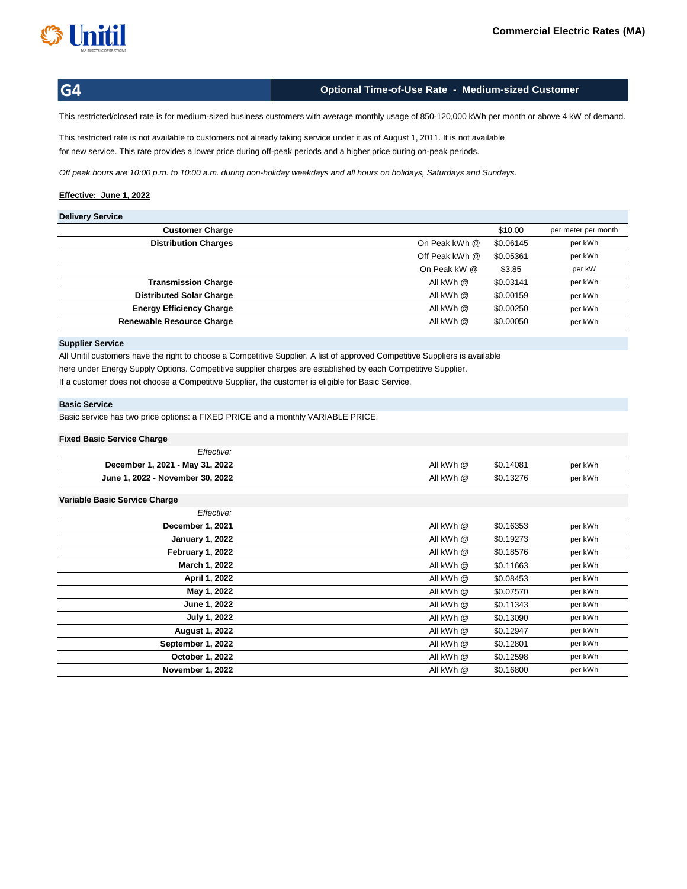Commercial Electric Rates (MA)

## G4 — Optional Time-of-Use Rate - Medium-sized Customer

This restricted/closed rate is for medium-sized business customers with average monthly usage of 850-120,000 kWh per month or above 4 kW of demand.

This restricted rate is not available to customers not already taking service under it as of August 1, 2011. It is not available for new service. This rate provides a lower price during off-peak periods and a higher price during on-peak periods.

*Off peak hours are 10:00 p.m. to 10:00 a.m. during non-holiday weekdays and all hours on holidays, Saturdays and Sundays.*

**Effective: June 1, 2022**

### Delivery Service

| | | | |
|---|---|---|---|
| **Customer Charge** | | $10.00 | per meter per month |
| **Distribution Charges** | On Peak kWh @ | $0.06145 | per kWh |
| | Off Peak kWh @ | $0.05361 | per kWh |
| | On Peak kW @ | $3.85 | per kW |
| **Transmission Charge** | All kWh @ | $0.03141 | per kWh |
| **Distributed Solar Charge** | All kWh @ | $0.00159 | per kWh |
| **Energy Efficiency Charge** | All kWh @ | $0.00250 | per kWh |
| **Renewable Resource Charge** | All kWh @ | $0.00050 | per kWh |

### Supplier Service

All Unitil customers have the right to choose a Competitive Supplier. A list of approved Competitive Suppliers is available here under Energy Supply Options. Competitive supplier charges are established by each Competitive Supplier. If a customer does not choose a Competitive Supplier, the customer is eligible for Basic Service.

### Basic Service

Basic service has two price options: a FIXED PRICE and a monthly VARIABLE PRICE.

#### Fixed Basic Service Charge

| *Effective:* | | | |
|---|---|---|---|
| **December 1, 2021 - May 31, 2022** | All kWh @ | $0.14081 | per kWh |
| **June 1, 2022 - November 30, 2022** | All kWh @ | $0.13276 | per kWh |

#### Variable Basic Service Charge

| *Effective:* | | | |
|---|---|---|---|
| **December 1, 2021** | All kWh @ | $0.16353 | per kWh |
| **January 1, 2022** | All kWh @ | $0.19273 | per kWh |
| **February 1, 2022** | All kWh @ | $0.18576 | per kWh |
| **March 1, 2022** | All kWh @ | $0.11663 | per kWh |
| **April 1, 2022** | All kWh @ | $0.08453 | per kWh |
| **May 1, 2022** | All kWh @ | $0.07570 | per kWh |
| **June 1, 2022** | All kWh @ | $0.11343 | per kWh |
| **July 1, 2022** | All kWh @ | $0.13090 | per kWh |
| **August 1, 2022** | All kWh @ | $0.12947 | per kWh |
| **September 1, 2022** | All kWh @ | $0.12801 | per kWh |
| **October 1, 2022** | All kWh @ | $0.12598 | per kWh |
| **November 1, 2022** | All kWh @ | $0.16800 | per kWh |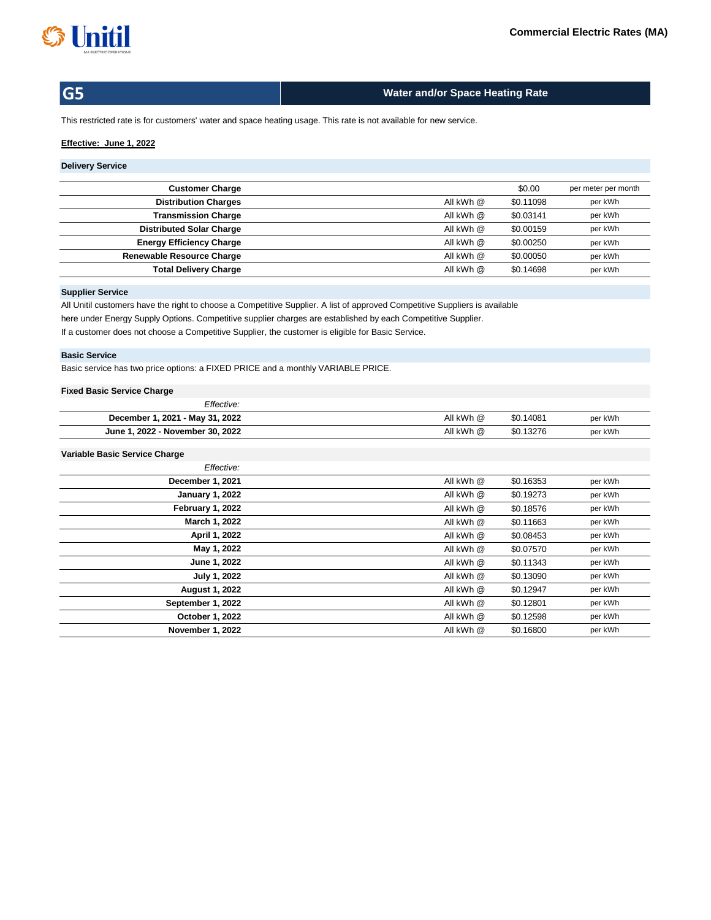Commercial Electric Rates (MA)

# G5 — Water and/or Space Heating Rate

This restricted rate is for customers' water and space heating usage. This rate is not available for new service.

**Effective: June 1, 2022**

## Delivery Service

| | | | |
|---|---|---|---|
| **Customer Charge** | | $0.00 | per meter per month |
| **Distribution Charges** | All kWh @ | $0.11098 | per kWh |
| **Transmission Charge** | All kWh @ | $0.03141 | per kWh |
| **Distributed Solar Charge** | All kWh @ | $0.00159 | per kWh |
| **Energy Efficiency Charge** | All kWh @ | $0.00250 | per kWh |
| **Renewable Resource Charge** | All kWh @ | $0.00050 | per kWh |
| **Total Delivery Charge** | All kWh @ | $0.14698 | per kWh |

## Supplier Service

All Unitil customers have the right to choose a Competitive Supplier. A list of approved Competitive Suppliers is available here under Energy Supply Options. Competitive supplier charges are established by each Competitive Supplier. If a customer does not choose a Competitive Supplier, the customer is eligible for Basic Service.

## Basic Service

Basic service has two price options: a FIXED PRICE and a monthly VARIABLE PRICE.

### Fixed Basic Service Charge

| *Effective:* | | | |
|---|---|---|---|
| **December 1, 2021 - May 31, 2022** | All kWh @ | $0.14081 | per kWh |
| **June 1, 2022 - November 30, 2022** | All kWh @ | $0.13276 | per kWh |

### Variable Basic Service Charge

| *Effective:* | | | |
|---|---|---|---|
| **December 1, 2021** | All kWh @ | $0.16353 | per kWh |
| **January 1, 2022** | All kWh @ | $0.19273 | per kWh |
| **February 1, 2022** | All kWh @ | $0.18576 | per kWh |
| **March 1, 2022** | All kWh @ | $0.11663 | per kWh |
| **April 1, 2022** | All kWh @ | $0.08453 | per kWh |
| **May 1, 2022** | All kWh @ | $0.07570 | per kWh |
| **June 1, 2022** | All kWh @ | $0.11343 | per kWh |
| **July 1, 2022** | All kWh @ | $0.13090 | per kWh |
| **August 1, 2022** | All kWh @ | $0.12947 | per kWh |
| **September 1, 2022** | All kWh @ | $0.12801 | per kWh |
| **October 1, 2022** | All kWh @ | $0.12598 | per kWh |
| **November 1, 2022** | All kWh @ | $0.16800 | per kWh |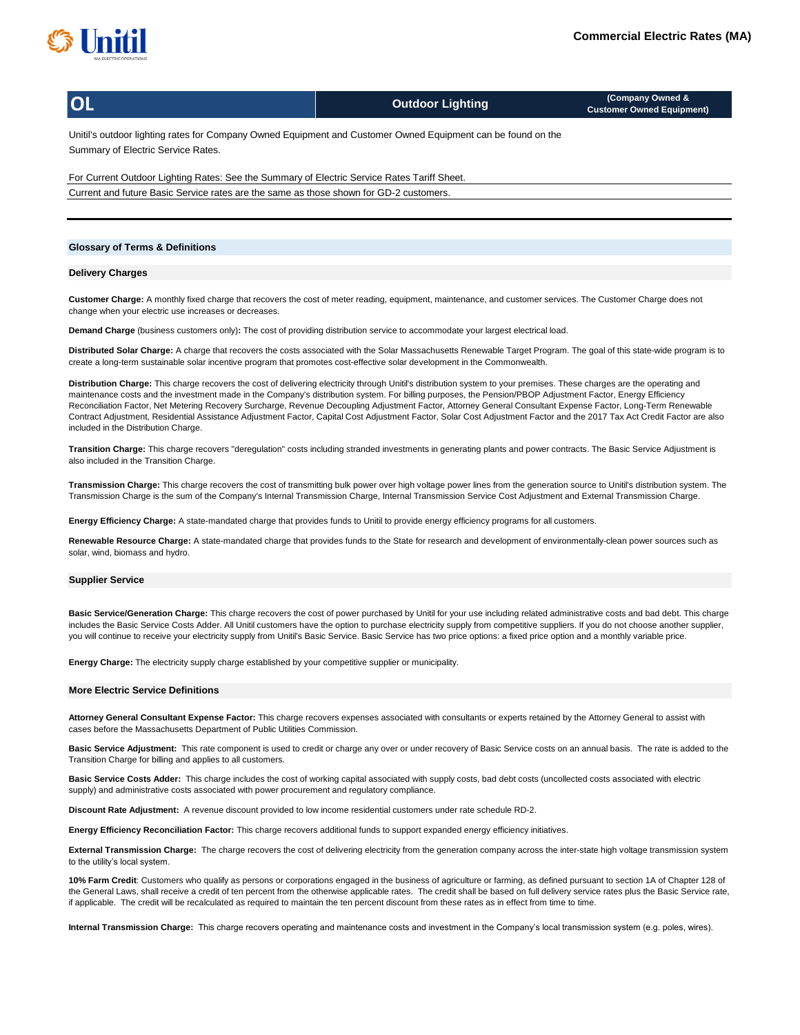# Commercial Electric Rates (MA)

| OL | Outdoor Lighting | (Company Owned & Customer Owned Equipment) |
|---|---|---|

Unitil's outdoor lighting rates for Company Owned Equipment and Customer Owned Equipment can be found on the Summary of Electric Service Rates.

For Current Outdoor Lighting Rates: See the Summary of Electric Service Rates Tariff Sheet.

Current and future Basic Service rates are the same as those shown for GD-2 customers.

## Glossary of Terms & Definitions

### Delivery Charges

**Customer Charge:** A monthly fixed charge that recovers the cost of meter reading, equipment, maintenance, and customer services. The Customer Charge does not change when your electric use increases or decreases.

**Demand Charge** (business customers only)**:** The cost of providing distribution service to accommodate your largest electrical load.

**Distributed Solar Charge:** A charge that recovers the costs associated with the Solar Massachusetts Renewable Target Program. The goal of this state-wide program is to create a long-term sustainable solar incentive program that promotes cost-effective solar development in the Commonwealth.

**Distribution Charge:** This charge recovers the cost of delivering electricity through Unitil's distribution system to your premises. These charges are the operating and maintenance costs and the investment made in the Company's distribution system. For billing purposes, the Pension/PBOP Adjustment Factor, Energy Efficiency Reconciliation Factor, Net Metering Recovery Surcharge, Revenue Decoupling Adjustment Factor, Attorney General Consultant Expense Factor, Long-Term Renewable Contract Adjustment, Residential Assistance Adjustment Factor, Capital Cost Adjustment Factor, Solar Cost Adjustment Factor and the 2017 Tax Act Credit Factor are also included in the Distribution Charge.

**Transition Charge:** This charge recovers "deregulation" costs including stranded investments in generating plants and power contracts. The Basic Service Adjustment is also included in the Transition Charge.

**Transmission Charge:** This charge recovers the cost of transmitting bulk power over high voltage power lines from the generation source to Unitil's distribution system. The Transmission Charge is the sum of the Company's Internal Transmission Charge, Internal Transmission Service Cost Adjustment and External Transmission Charge.

**Energy Efficiency Charge:** A state-mandated charge that provides funds to Unitil to provide energy efficiency programs for all customers.

**Renewable Resource Charge:** A state-mandated charge that provides funds to the State for research and development of environmentally-clean power sources such as solar, wind, biomass and hydro.

### Supplier Service

**Basic Service/Generation Charge:** This charge recovers the cost of power purchased by Unitil for your use including related administrative costs and bad debt. This charge includes the Basic Service Costs Adder. All Unitil customers have the option to purchase electricity supply from competitive suppliers. If you do not choose another supplier, you will continue to receive your electricity supply from Unitil's Basic Service. Basic Service has two price options: a fixed price option and a monthly variable price.

**Energy Charge:** The electricity supply charge established by your competitive supplier or municipality.

### More Electric Service Definitions

**Attorney General Consultant Expense Factor:** This charge recovers expenses associated with consultants or experts retained by the Attorney General to assist with cases before the Massachusetts Department of Public Utilities Commission.

**Basic Service Adjustment:** This rate component is used to credit or charge any over or under recovery of Basic Service costs on an annual basis. The rate is added to the Transition Charge for billing and applies to all customers.

**Basic Service Costs Adder:** This charge includes the cost of working capital associated with supply costs, bad debt costs (uncollected costs associated with electric supply) and administrative costs associated with power procurement and regulatory compliance.

**Discount Rate Adjustment:** A revenue discount provided to low income residential customers under rate schedule RD-2.

**Energy Efficiency Reconciliation Factor:** This charge recovers additional funds to support expanded energy efficiency initiatives.

**External Transmission Charge:** The charge recovers the cost of delivering electricity from the generation company across the inter-state high voltage transmission system to the utility's local system.

**10% Farm Credit**: Customers who qualify as persons or corporations engaged in the business of agriculture or farming, as defined pursuant to section 1A of Chapter 128 of the General Laws, shall receive a credit of ten percent from the otherwise applicable rates. The credit shall be based on full delivery service rates plus the Basic Service rate, if applicable. The credit will be recalculated as required to maintain the ten percent discount from these rates as in effect from time to time.

**Internal Transmission Charge:** This charge recovers operating and maintenance costs and investment in the Company's local transmission system (e.g. poles, wires).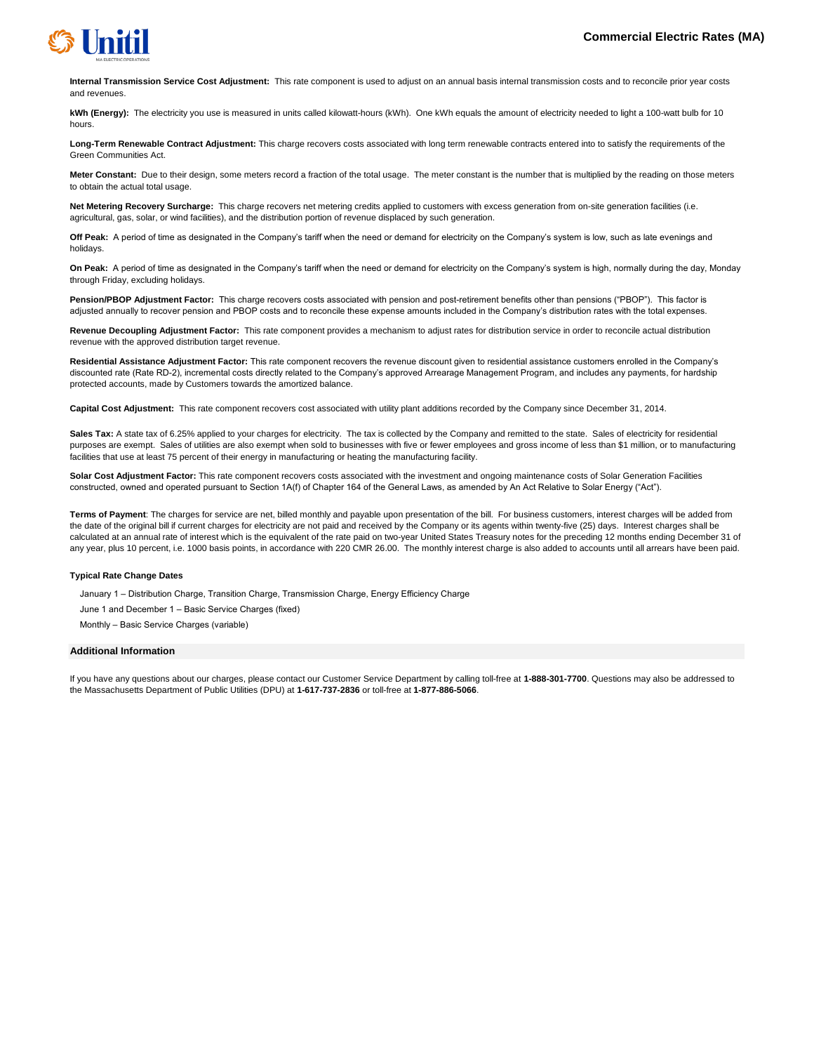**Internal Transmission Service Cost Adjustment:** This rate component is used to adjust on an annual basis internal transmission costs and to reconcile prior year costs and revenues.

**kWh (Energy):** The electricity you use is measured in units called kilowatt-hours (kWh). One kWh equals the amount of electricity needed to light a 100-watt bulb for 10 hours.

**Long-Term Renewable Contract Adjustment:** This charge recovers costs associated with long term renewable contracts entered into to satisfy the requirements of the Green Communities Act.

**Meter Constant:** Due to their design, some meters record a fraction of the total usage. The meter constant is the number that is multiplied by the reading on those meters to obtain the actual total usage.

**Net Metering Recovery Surcharge:** This charge recovers net metering credits applied to customers with excess generation from on-site generation facilities (i.e. agricultural, gas, solar, or wind facilities), and the distribution portion of revenue displaced by such generation.

**Off Peak:** A period of time as designated in the Company's tariff when the need or demand for electricity on the Company's system is low, such as late evenings and holidays.

**On Peak:** A period of time as designated in the Company's tariff when the need or demand for electricity on the Company's system is high, normally during the day, Monday through Friday, excluding holidays.

**Pension/PBOP Adjustment Factor:** This charge recovers costs associated with pension and post-retirement benefits other than pensions ("PBOP"). This factor is adjusted annually to recover pension and PBOP costs and to reconcile these expense amounts included in the Company's distribution rates with the total expenses.

**Revenue Decoupling Adjustment Factor:** This rate component provides a mechanism to adjust rates for distribution service in order to reconcile actual distribution revenue with the approved distribution target revenue.

**Residential Assistance Adjustment Factor:** This rate component recovers the revenue discount given to residential assistance customers enrolled in the Company's discounted rate (Rate RD-2), incremental costs directly related to the Company's approved Arrearage Management Program, and includes any payments, for hardship protected accounts, made by Customers towards the amortized balance.

**Capital Cost Adjustment:** This rate component recovers cost associated with utility plant additions recorded by the Company since December 31, 2014.

**Sales Tax:** A state tax of 6.25% applied to your charges for electricity. The tax is collected by the Company and remitted to the state. Sales of electricity for residential purposes are exempt. Sales of utilities are also exempt when sold to businesses with five or fewer employees and gross income of less than $1 million, or to manufacturing facilities that use at least 75 percent of their energy in manufacturing or heating the manufacturing facility.

**Solar Cost Adjustment Factor:** This rate component recovers costs associated with the investment and ongoing maintenance costs of Solar Generation Facilities constructed, owned and operated pursuant to Section 1A(f) of Chapter 164 of the General Laws, as amended by An Act Relative to Solar Energy ("Act").

**Terms of Payment**: The charges for service are net, billed monthly and payable upon presentation of the bill. For business customers, interest charges will be added from the date of the original bill if current charges for electricity are not paid and received by the Company or its agents within twenty-five (25) days. Interest charges shall be calculated at an annual rate of interest which is the equivalent of the rate paid on two-year United States Treasury notes for the preceding 12 months ending December 31 of any year, plus 10 percent, i.e. 1000 basis points, in accordance with 220 CMR 26.00. The monthly interest charge is also added to accounts until all arrears have been paid.

**Typical Rate Change Dates**

- January 1 – Distribution Charge, Transition Charge, Transmission Charge, Energy Efficiency Charge
- June 1 and December 1 – Basic Service Charges (fixed)
- Monthly – Basic Service Charges (variable)

## Additional Information

If you have any questions about our charges, please contact our Customer Service Department by calling toll-free at **1-888-301-7700**. Questions may also be addressed to the Massachusetts Department of Public Utilities (DPU) at **1-617-737-2836** or toll-free at **1-877-886-5066**.